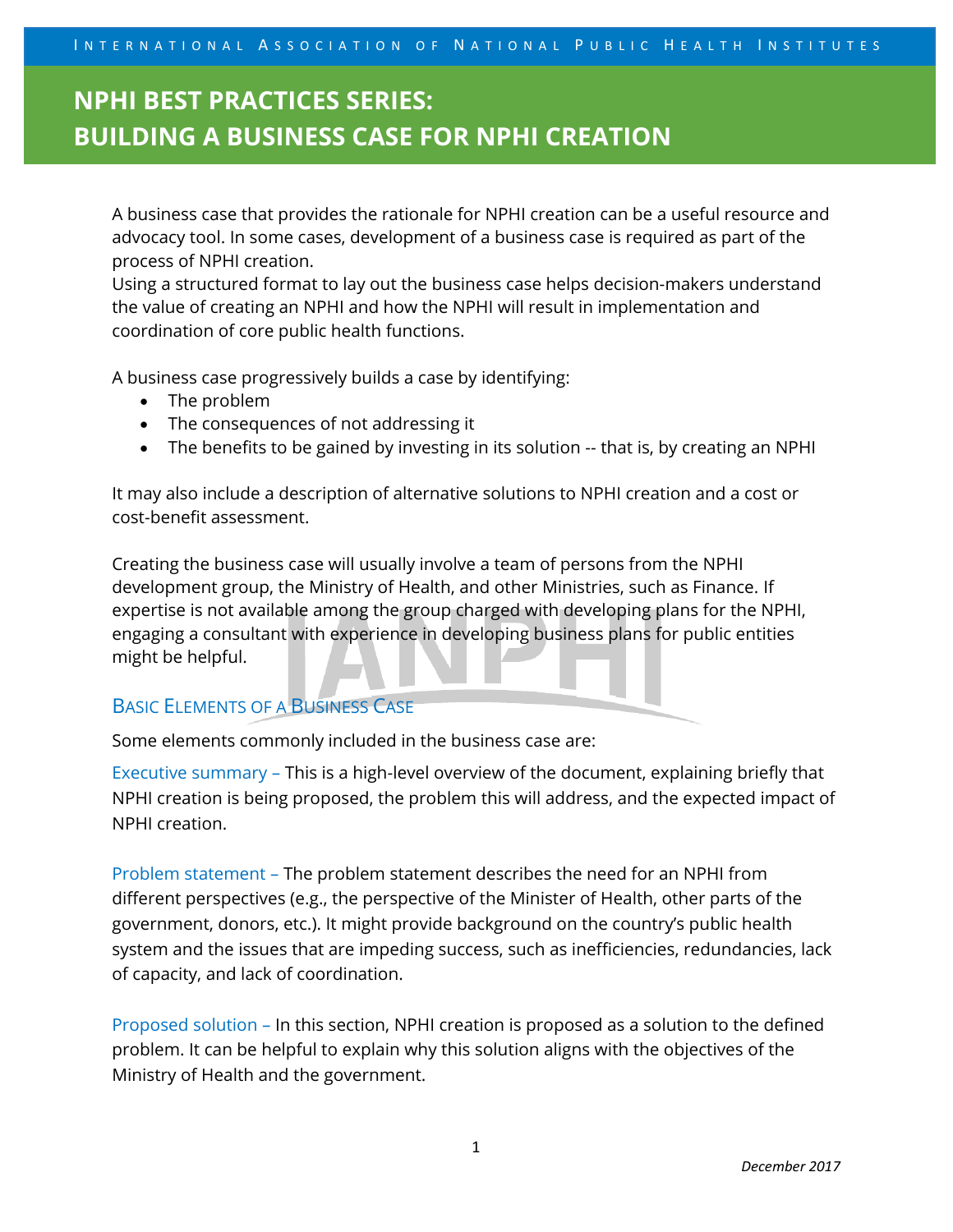# NPHI BEST PRACTICES SERIES: BUILDING A BUSINESS CASE FOR NPHI CREATION

A business case that provides the rationale for NPHI creation can be a useful resource and advocacy tool. In some cases, development of a business case is required as part of the process of NPHI creation.
Using a structured format to lay out the business case helps decision-makers understand the value of creating an NPHI and how the NPHI will result in implementation and coordination of core public health functions.

A business case progressively builds a case by identifying:

- The problem
- The consequences of not addressing it
- The benefits to be gained by investing in its solution -- that is, by creating an NPHI

It may also include a description of alternative solutions to NPHI creation and a cost or cost-benefit assessment.

Creating the business case will usually involve a team of persons from the NPHI development group, the Ministry of Health, and other Ministries, such as Finance. If expertise is not available among the group charged with developing plans for the NPHI, engaging a consultant with experience in developing business plans for public entities might be helpful.

## Basic Elements of a Business Case

Some elements commonly included in the business case are:

**Executive summary** – This is a high-level overview of the document, explaining briefly that NPHI creation is being proposed, the problem this will address, and the expected impact of NPHI creation.

**Problem statement** – The problem statement describes the need for an NPHI from different perspectives (e.g., the perspective of the Minister of Health, other parts of the government, donors, etc.). It might provide background on the country's public health system and the issues that are impeding success, such as inefficiencies, redundancies, lack of capacity, and lack of coordination.

**Proposed solution** – In this section, NPHI creation is proposed as a solution to the defined problem. It can be helpful to explain why this solution aligns with the objectives of the Ministry of Health and the government.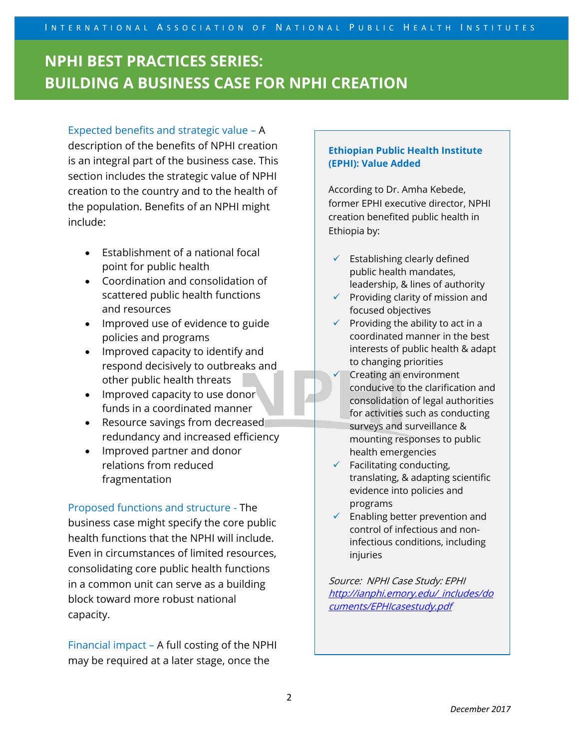Expected benefits and strategic value – A description of the benefits of NPHI creation is an integral part of the business case. This section includes the strategic value of NPHI creation to the country and to the health of the population. Benefits of an NPHI might include:

- Establishment of a national focal point for public health
- Coordination and consolidation of scattered public health functions and resources
- Improved use of evidence to guide policies and programs
- Improved capacity to identify and respond decisively to outbreaks and other public health threats
- Improved capacity to use donor funds in a coordinated manner
- Resource savings from decreased redundancy and increased efficiency
- Improved partner and donor relations from reduced fragmentation

Proposed functions and structure - The business case might specify the core public health functions that the NPHI will include. Even in circumstances of limited resources, consolidating core public health functions in a common unit can serve as a building block toward more robust national capacity.

Financial impact – A full costing of the NPHI may be required at a later stage, once the

### Ethiopian Public Health Institute (EPHI): Value Added

According to Dr. Amha Kebede, former EPHI executive director, NPHI creation benefited public health in Ethiopia by:

- ✓ Establishing clearly defined public health mandates, leadership, & lines of authority
- ✓ Providing clarity of mission and focused objectives
- ✓ Providing the ability to act in a coordinated manner in the best interests of public health & adapt to changing priorities
- ✓ Creating an environment conducive to the clarification and consolidation of legal authorities for activities such as conducting surveys and surveillance & mounting responses to public health emergencies
- ✓ Facilitating conducting, translating, & adapting scientific evidence into policies and programs
- ✓ Enabling better prevention and control of infectious and non-infectious conditions, including injuries

*Source: NPHI Case Study: EPHI* *http://ianphi.emory.edu/_includes/documents/EPHIcasestudy.pdf*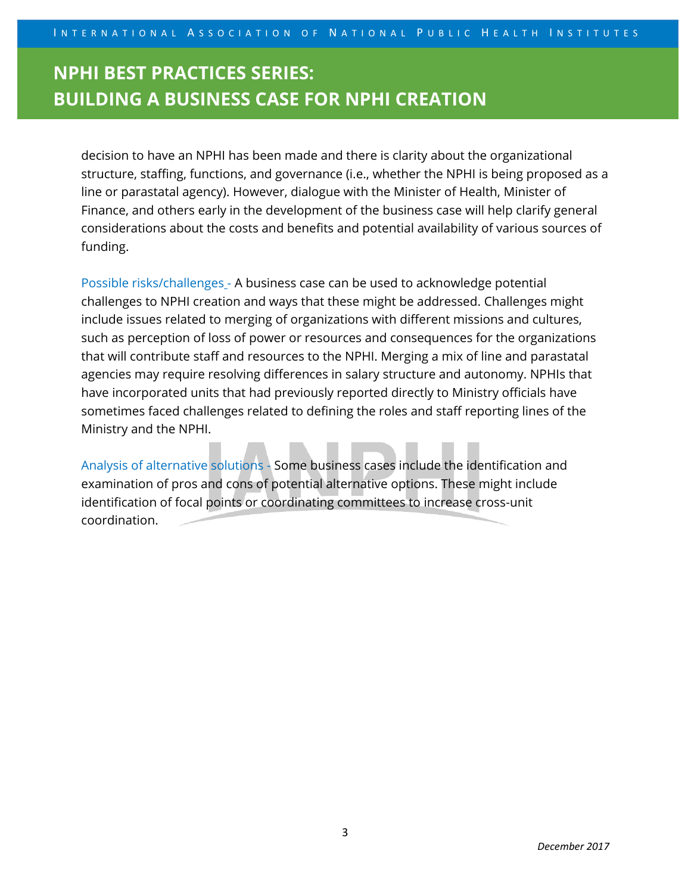decision to have an NPHI has been made and there is clarity about the organizational structure, staffing, functions, and governance (i.e., whether the NPHI is being proposed as a line or parastatal agency). However, dialogue with the Minister of Health, Minister of Finance, and others early in the development of the business case will help clarify general considerations about the costs and benefits and potential availability of various sources of funding.

Possible risks/challenges - A business case can be used to acknowledge potential challenges to NPHI creation and ways that these might be addressed. Challenges might include issues related to merging of organizations with different missions and cultures, such as perception of loss of power or resources and consequences for the organizations that will contribute staff and resources to the NPHI. Merging a mix of line and parastatal agencies may require resolving differences in salary structure and autonomy. NPHIs that have incorporated units that had previously reported directly to Ministry officials have sometimes faced challenges related to defining the roles and staff reporting lines of the Ministry and the NPHI.

Analysis of alternative solutions - Some business cases include the identification and examination of pros and cons of potential alternative options. These might include identification of focal points or coordinating committees to increase cross-unit coordination.